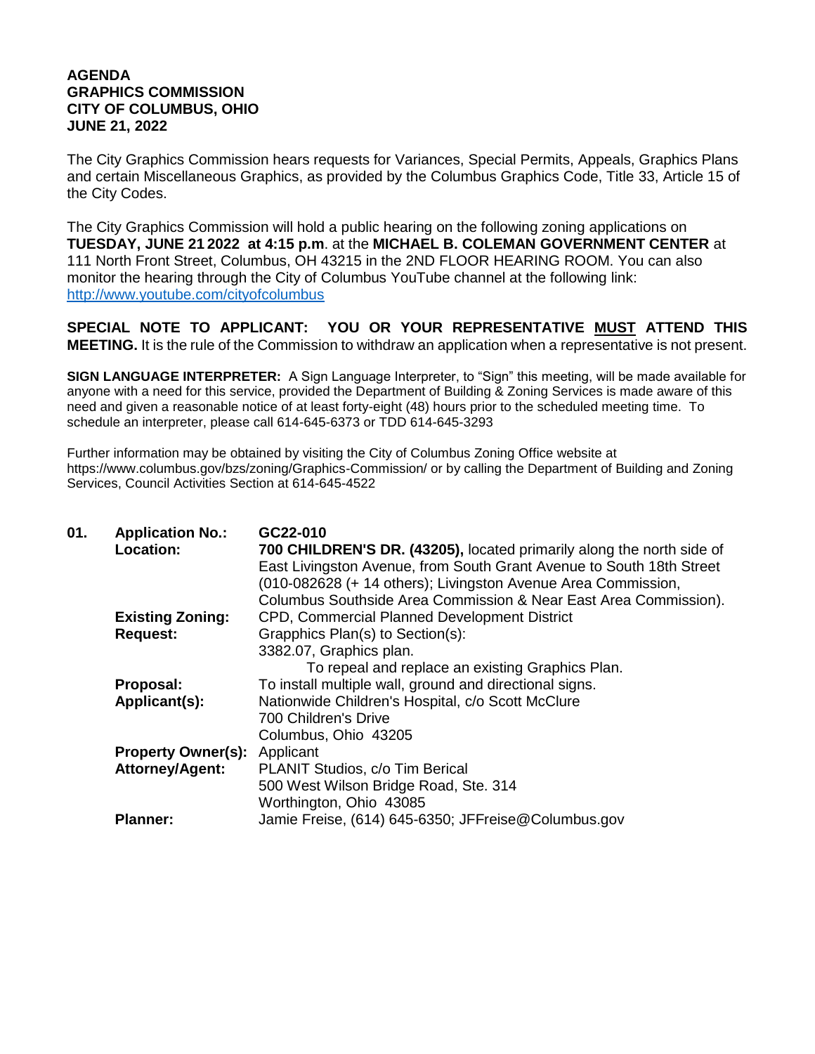**AGENDA**
**GRAPHICS COMMISSION**
**CITY OF COLUMBUS, OHIO**
**JUNE 21, 2022**

The City Graphics Commission hears requests for Variances, Special Permits, Appeals, Graphics Plans and certain Miscellaneous Graphics, as provided by the Columbus Graphics Code, Title 33, Article 15 of the City Codes.

The City Graphics Commission will hold a public hearing on the following zoning applications on **TUESDAY, JUNE 21 2022 at 4:15 p.m**. at the **MICHAEL B. COLEMAN GOVERNMENT CENTER** at 111 North Front Street, Columbus, OH 43215 in the 2ND FLOOR HEARING ROOM. You can also monitor the hearing through the City of Columbus YouTube channel at the following link: http://www.youtube.com/cityofcolumbus

**SPECIAL NOTE TO APPLICANT: YOU OR YOUR REPRESENTATIVE MUST ATTEND THIS MEETING.** It is the rule of the Commission to withdraw an application when a representative is not present.

**SIGN LANGUAGE INTERPRETER:** A Sign Language Interpreter, to "Sign" this meeting, will be made available for anyone with a need for this service, provided the Department of Building & Zoning Services is made aware of this need and given a reasonable notice of at least forty-eight (48) hours prior to the scheduled meeting time. To schedule an interpreter, please call 614-645-6373 or TDD 614-645-3293

Further information may be obtained by visiting the City of Columbus Zoning Office website at https://www.columbus.gov/bzs/zoning/Graphics-Commission/ or by calling the Department of Building and Zoning Services, Council Activities Section at 614-645-4522

**01. Application No.:** **GC22-010**

**Location:** **700 CHILDREN'S DR. (43205),** located primarily along the north side of East Livingston Avenue, from South Grant Avenue to South 18th Street (010-082628 (+ 14 others); Livingston Avenue Area Commission, Columbus Southside Area Commission & Near East Area Commission).

**Existing Zoning:** CPD, Commercial Planned Development District

**Request:** Grapphics Plan(s) to Section(s):
3382.07, Graphics plan.
To repeal and replace an existing Graphics Plan.

**Proposal:** To install multiple wall, ground and directional signs.

**Applicant(s):** Nationwide Children's Hospital, c/o Scott McClure
700 Children's Drive
Columbus, Ohio 43205

**Property Owner(s):** Applicant

**Attorney/Agent:** PLANIT Studios, c/o Tim Berical
500 West Wilson Bridge Road, Ste. 314
Worthington, Ohio 43085

**Planner:** Jamie Freise, (614) 645-6350; JFFreise@Columbus.gov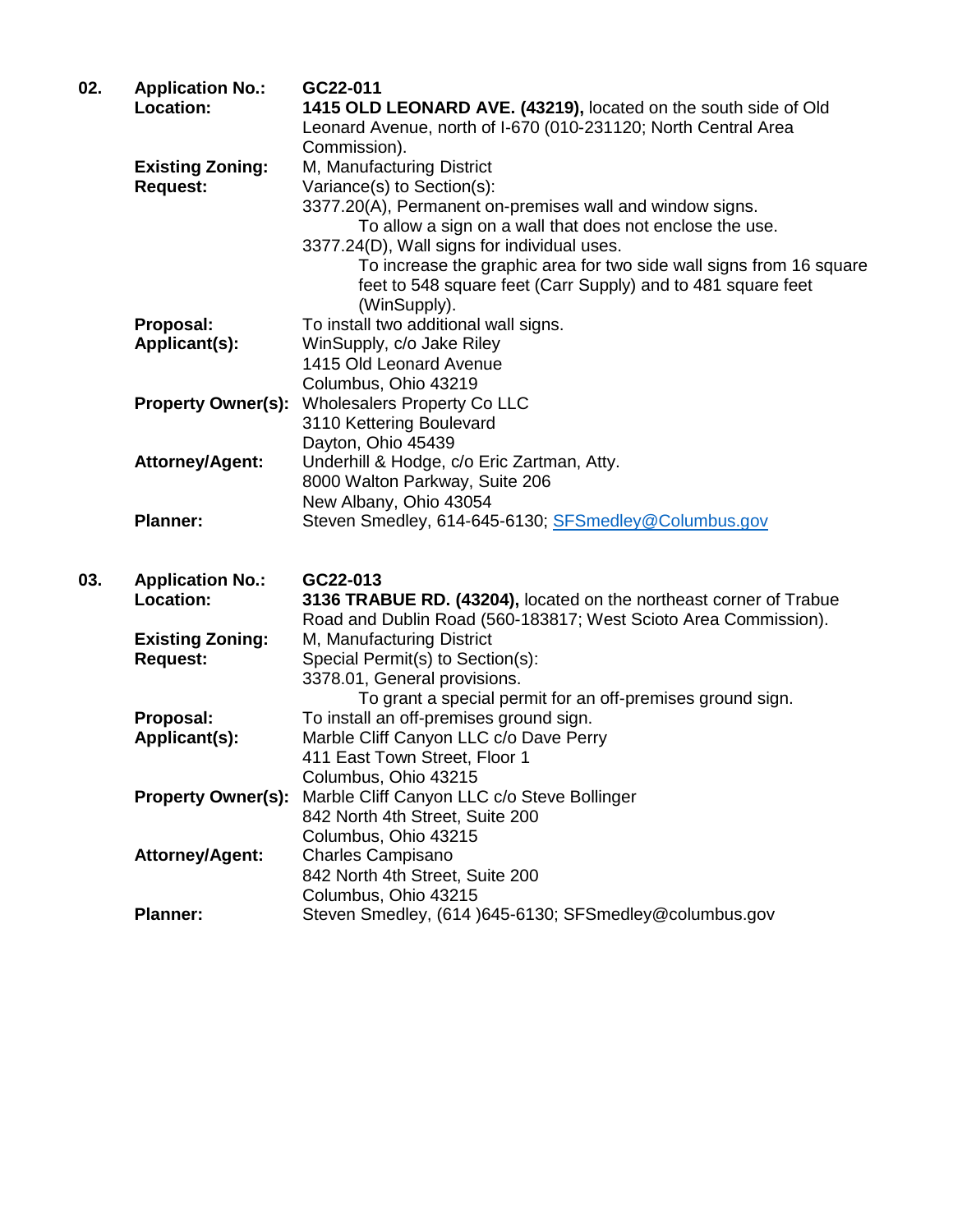**02. Application No.:** **GC22-011**

**Location:** **1415 OLD LEONARD AVE. (43219),** located on the south side of Old Leonard Avenue, north of I-670 (010-231120; North Central Area Commission).

**Existing Zoning:** M, Manufacturing District

**Request:** Variance(s) to Section(s):

3377.20(A), Permanent on-premises wall and window signs.
To allow a sign on a wall that does not enclose the use.

3377.24(D), Wall signs for individual uses.
To increase the graphic area for two side wall signs from 16 square feet to 548 square feet (Carr Supply) and to 481 square feet (WinSupply).

**Proposal:** To install two additional wall signs.

**Applicant(s):** WinSupply, c/o Jake Riley
1415 Old Leonard Avenue
Columbus, Ohio 43219

**Property Owner(s):** Wholesalers Property Co LLC
3110 Kettering Boulevard
Dayton, Ohio 45439

**Attorney/Agent:** Underhill & Hodge, c/o Eric Zartman, Atty.
8000 Walton Parkway, Suite 206
New Albany, Ohio 43054

**Planner:** Steven Smedley, 614-645-6130; SFSmedley@Columbus.gov

**03. Application No.:** **GC22-013**

**Location:** **3136 TRABUE RD. (43204),** located on the northeast corner of Trabue Road and Dublin Road (560-183817; West Scioto Area Commission).

**Existing Zoning:** M, Manufacturing District

**Request:** Special Permit(s) to Section(s):

3378.01, General provisions.
To grant a special permit for an off-premises ground sign.

**Proposal:** To install an off-premises ground sign.

**Applicant(s):** Marble Cliff Canyon LLC c/o Dave Perry
411 East Town Street, Floor 1
Columbus, Ohio 43215

**Property Owner(s):** Marble Cliff Canyon LLC c/o Steve Bollinger
842 North 4th Street, Suite 200
Columbus, Ohio 43215

**Attorney/Agent:** Charles Campisano
842 North 4th Street, Suite 200
Columbus, Ohio 43215

**Planner:** Steven Smedley, (614 )645-6130; SFSmedley@columbus.gov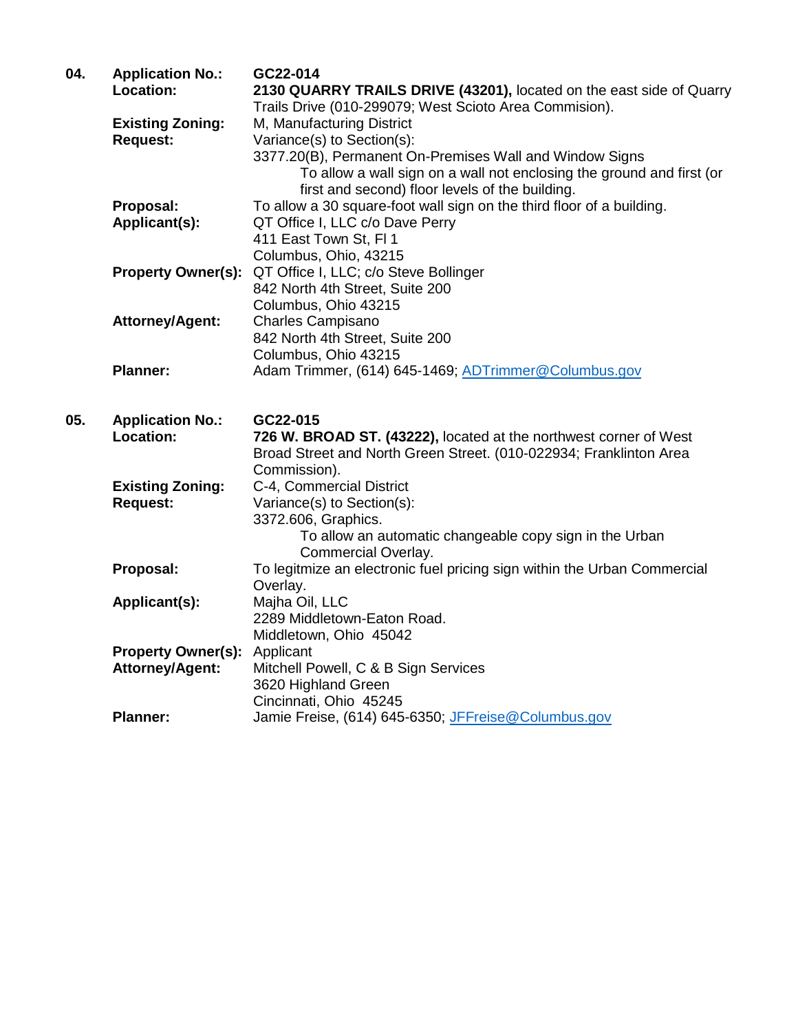**04.** **Application No.:** **GC22-014**

**Location:** **2130 QUARRY TRAILS DRIVE (43201),** located on the east side of Quarry Trails Drive (010-299079; West Scioto Area Commision).

**Existing Zoning:** M, Manufacturing District

**Request:** Variance(s) to Section(s):

3377.20(B), Permanent On-Premises Wall and Window Signs

To allow a wall sign on a wall not enclosing the ground and first (or first and second) floor levels of the building.

**Proposal:** To allow a 30 square-foot wall sign on the third floor of a building.

**Applicant(s):** QT Office I, LLC c/o Dave Perry
411 East Town St, Fl 1
Columbus, Ohio, 43215

**Property Owner(s):** QT Office I, LLC; c/o Steve Bollinger
842 North 4th Street, Suite 200
Columbus, Ohio 43215

**Attorney/Agent:** Charles Campisano
842 North 4th Street, Suite 200
Columbus, Ohio 43215

**Planner:** Adam Trimmer, (614) 645-1469; ADTrimmer@Columbus.gov

**05.** **Application No.:** **GC22-015**

**Location:** **726 W. BROAD ST. (43222),** located at the northwest corner of West Broad Street and North Green Street. (010-022934; Franklinton Area Commission).

**Existing Zoning:** C-4, Commercial District

**Request:** Variance(s) to Section(s):

3372.606, Graphics.

To allow an automatic changeable copy sign in the Urban Commercial Overlay.

**Proposal:** To legitmize an electronic fuel pricing sign within the Urban Commercial Overlay.

**Applicant(s):** Majha Oil, LLC
2289 Middletown-Eaton Road.
Middletown, Ohio 45042

**Property Owner(s):** Applicant

**Attorney/Agent:** Mitchell Powell, C & B Sign Services
3620 Highland Green
Cincinnati, Ohio 45245

**Planner:** Jamie Freise, (614) 645-6350; JFFreise@Columbus.gov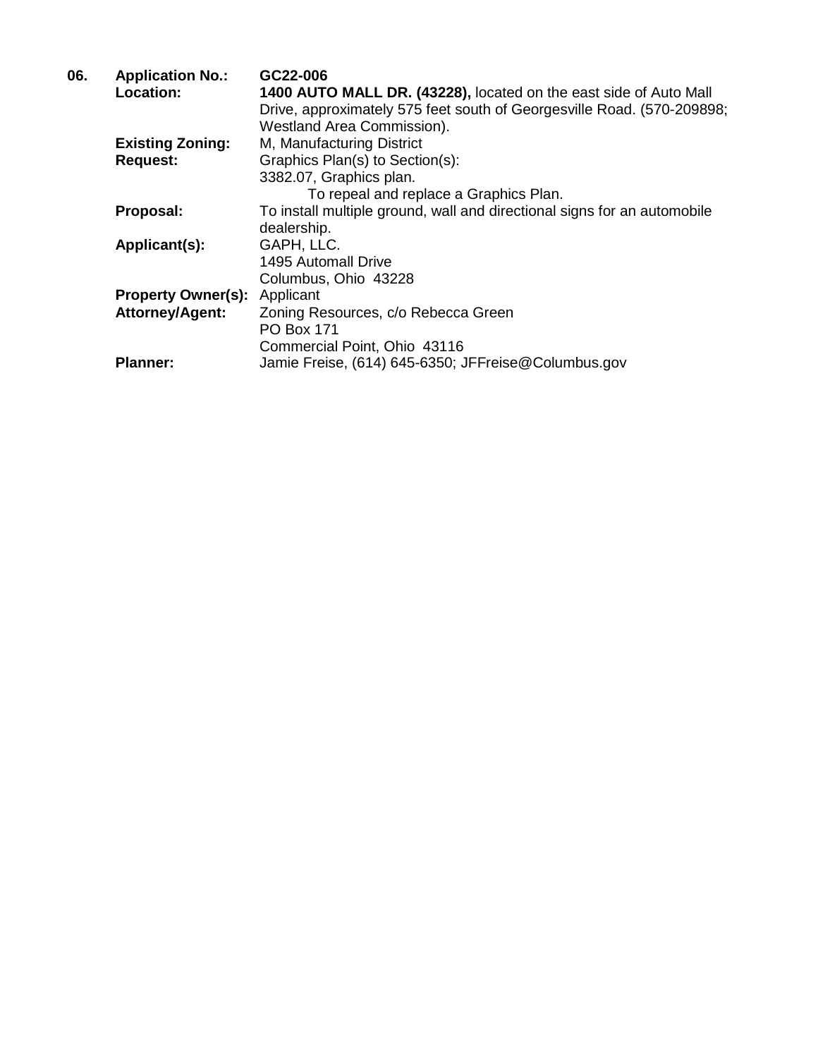**06.** **Application No.:** **GC22-006**

**Location:** **1400 AUTO MALL DR. (43228),** located on the east side of Auto Mall Drive, approximately 575 feet south of Georgesville Road. (570-209898; Westland Area Commission).

**Existing Zoning:** M, Manufacturing District

**Request:** Graphics Plan(s) to Section(s):
3382.07, Graphics plan.
To repeal and replace a Graphics Plan.

**Proposal:** To install multiple ground, wall and directional signs for an automobile dealership.

**Applicant(s):** GAPH, LLC.
1495 Automall Drive
Columbus, Ohio 43228

**Property Owner(s):** Applicant

**Attorney/Agent:** Zoning Resources, c/o Rebecca Green
PO Box 171
Commercial Point, Ohio 43116

**Planner:** Jamie Freise, (614) 645-6350; JFFreise@Columbus.gov